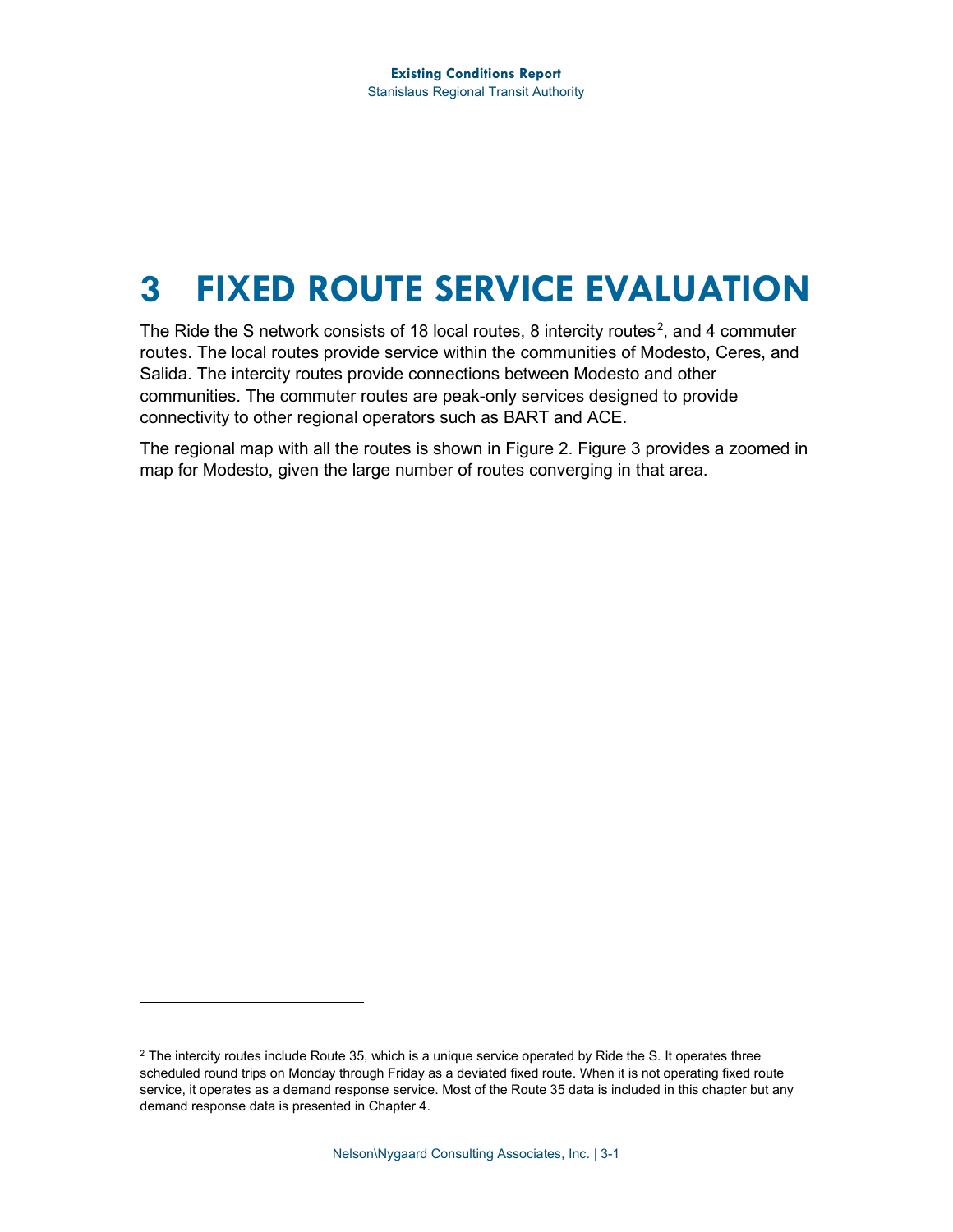# 3 FIXED ROUTE SERVICE EVALUATION

The Ride the S network consists of 18 local routes, 8 intercity routes[2], and 4 commuter routes. The local routes provide service within the communities of Modesto, Ceres, and Salida. The intercity routes provide connections between Modesto and other communities. The commuter routes are peak-only services designed to provide connectivity to other regional operators such as BART and ACE.

The regional map with all the routes is shown in Figure 2. Figure 3 provides a zoomed in map for Modesto, given the large number of routes converging in that area.

---

[2] The intercity routes include Route 35, which is a unique service operated by Ride the S. It operates three scheduled round trips on Monday through Friday as a deviated fixed route. When it is not operating fixed route service, it operates as a demand response service. Most of the Route 35 data is included in this chapter but any demand response data is presented in Chapter 4.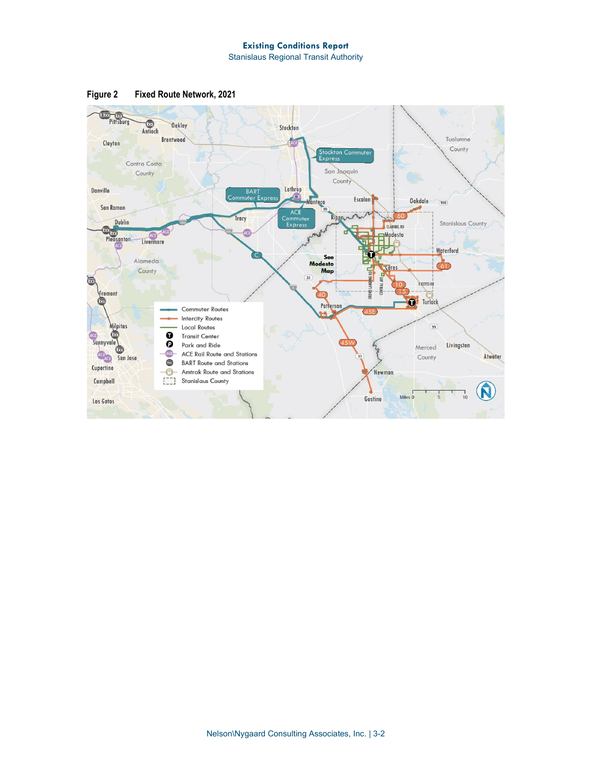**Figure 2 Fixed Route Network, 2021**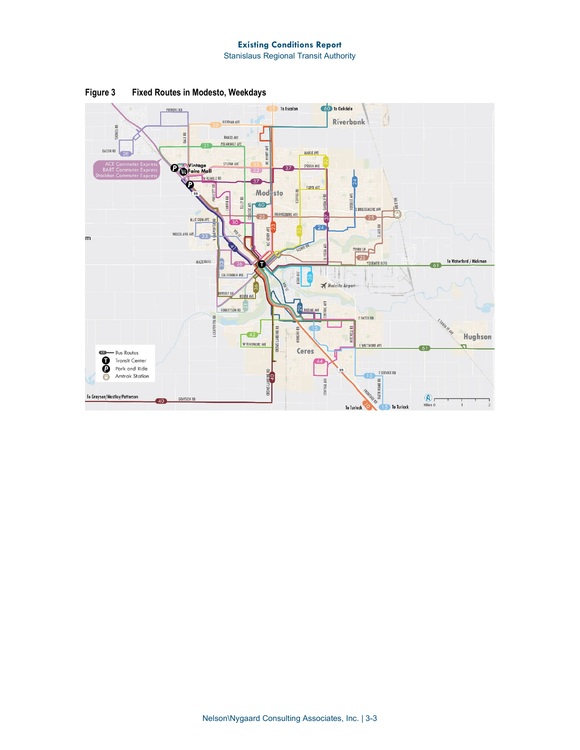**Figure 3 Fixed Routes in Modesto, Weekdays**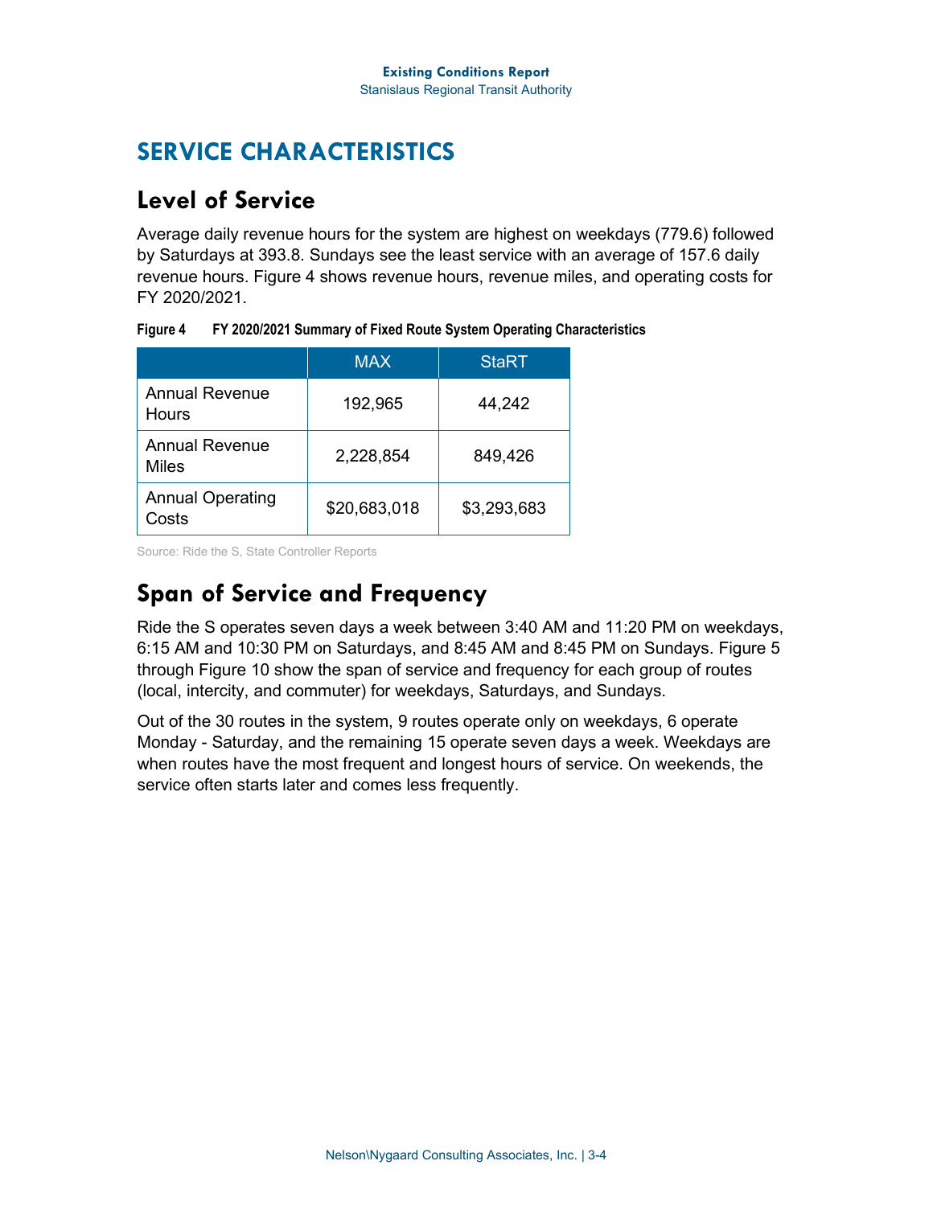# SERVICE CHARACTERISTICS

## Level of Service

Average daily revenue hours for the system are highest on weekdays (779.6) followed by Saturdays at 393.8. Sundays see the least service with an average of 157.6 daily revenue hours. Figure 4 shows revenue hours, revenue miles, and operating costs for FY 2020/2021.

**Figure 4 FY 2020/2021 Summary of Fixed Route System Operating Characteristics**

| | MAX | StaRT |
|---|---|---|
| Annual Revenue Hours | 192,965 | 44,242 |
| Annual Revenue Miles | 2,228,854 | 849,426 |
| Annual Operating Costs | $20,683,018 | $3,293,683 |

Source: Ride the S, State Controller Reports

## Span of Service and Frequency

Ride the S operates seven days a week between 3:40 AM and 11:20 PM on weekdays, 6:15 AM and 10:30 PM on Saturdays, and 8:45 AM and 8:45 PM on Sundays. Figure 5 through Figure 10 show the span of service and frequency for each group of routes (local, intercity, and commuter) for weekdays, Saturdays, and Sundays.

Out of the 30 routes in the system, 9 routes operate only on weekdays, 6 operate Monday - Saturday, and the remaining 15 operate seven days a week. Weekdays are when routes have the most frequent and longest hours of service. On weekends, the service often starts later and comes less frequently.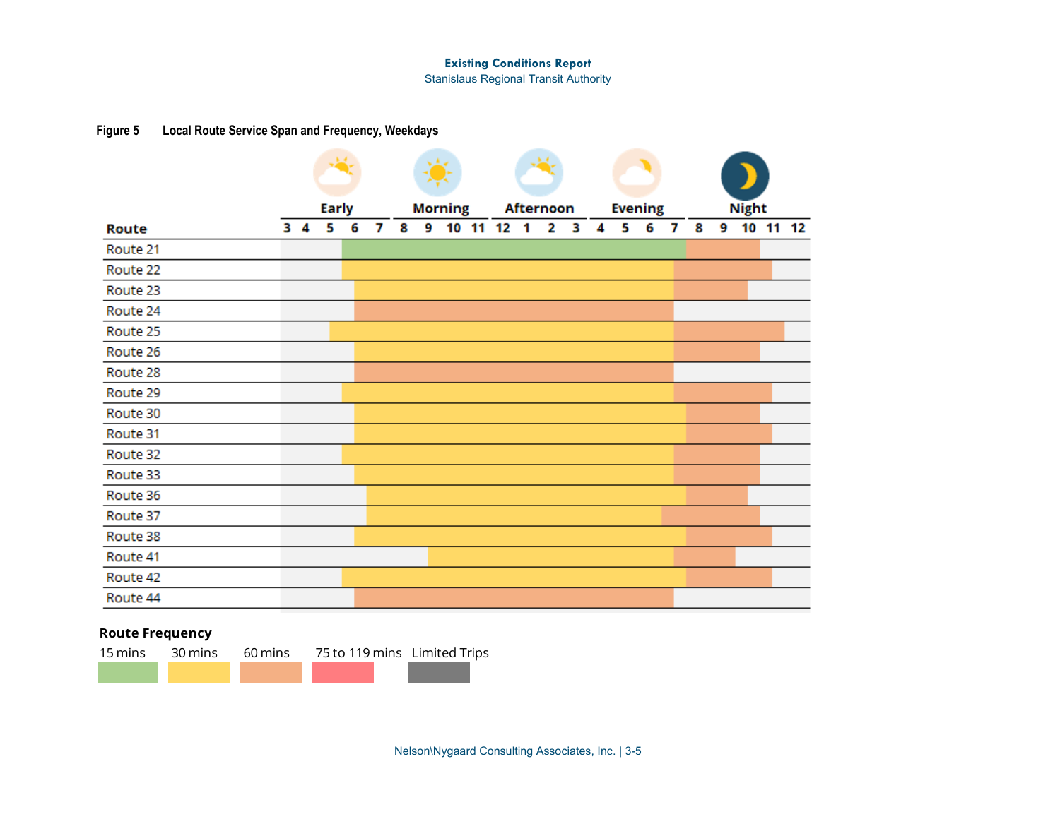**Figure 5 Local Route Service Span and Frequency, Weekdays**

| Route | Early | Morning | Afternoon | Evening | Night |
|---|---|---|---|---|---|
| Route 21 | | | | | |
| Route 22 | | | | | |
| Route 23 | | | | | |
| Route 24 | | | | | |
| Route 25 | | | | | |
| Route 26 | | | | | |
| Route 28 | | | | | |
| Route 29 | | | | | |
| Route 30 | | | | | |
| Route 31 | | | | | |
| Route 32 | | | | | |
| Route 33 | | | | | |
| Route 36 | | | | | |
| Route 37 | | | | | |
| Route 38 | | | | | |
| Route 41 | | | | | |
| Route 42 | | | | | |
| Route 44 | | | | | |

Hours: 3 4 5 6 7 8 9 10 11 12 1 2 3 4 5 6 7 8 9 10 11 12

**Route Frequency**

15 mins | 30 mins | 60 mins | 75 to 119 mins | Limited Trips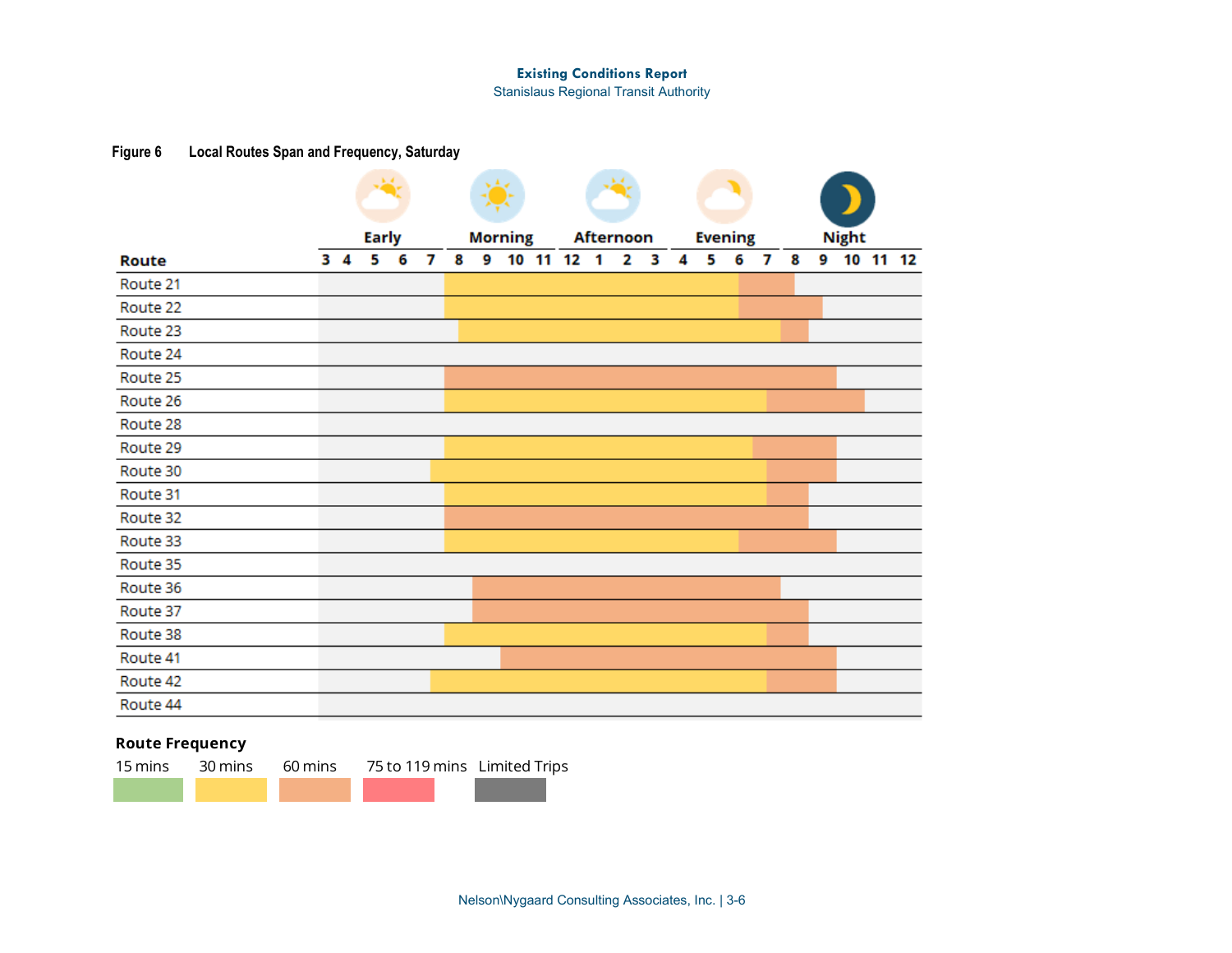**Figure 6 Local Routes Span and Frequency, Saturday**

| Route | Early (3–7) | Morning (8–11) | Afternoon (12–3) | Evening (4–7) | Night (8–12) |
|---|---|---|---|---|---|
| Route 21 | | 30 mins from 8 | 30 mins | 30 mins until 6; 60 mins 6–8 | |
| Route 22 | | 30 mins from 8 | 30 mins | 30 mins until 6; 60 mins 6–9 | |
| Route 23 | | 30 mins from ~8:30 | 30 mins | 30 mins until ~7:30; 60 mins to ~8:30 | |
| Route 24 | | | | | |
| Route 25 | | 60 mins from 8 | 60 mins | 60 mins | 60 mins until 10 |
| Route 26 | | 30 mins from 8 | 30 mins | 30 mins until 7; 60 mins 7–11 | |
| Route 28 | | | | | |
| Route 29 | | 30 mins from 8 | 30 mins | 30 mins until ~6:30; 60 mins to 10 | |
| Route 30 | 30 mins from 7 | 30 mins | 30 mins | 30 mins until 7; 60 mins 7–10 | |
| Route 31 | | 30 mins from 8 | 30 mins | 30 mins until 7; 60 mins 7–9 | |
| Route 32 | | 60 mins from 8 | 60 mins | 60 mins | 60 mins until 9 |
| Route 33 | | 30 mins from 8 | 30 mins | 30 mins until 6; 60 mins 6–10 | |
| Route 35 | | | | | |
| Route 36 | | 60 mins from 9 | 60 mins | 60 mins until ~7:30 | |
| Route 37 | | 60 mins from 9 | 60 mins | 60 mins | 60 mins until 9 |
| Route 38 | | 30 mins from 8 | 30 mins | 30 mins until 7; 60 mins 7–9 | |
| Route 41 | | 60 mins from 10 | 60 mins | 60 mins | 60 mins until 10 |
| Route 42 | 30 mins from 7 | 30 mins | 30 mins | 30 mins until 7; 60 mins 7–10 | |
| Route 44 | | | | | |

**Route Frequency**

15 mins | 30 mins | 60 mins | 75 to 119 mins | Limited Trips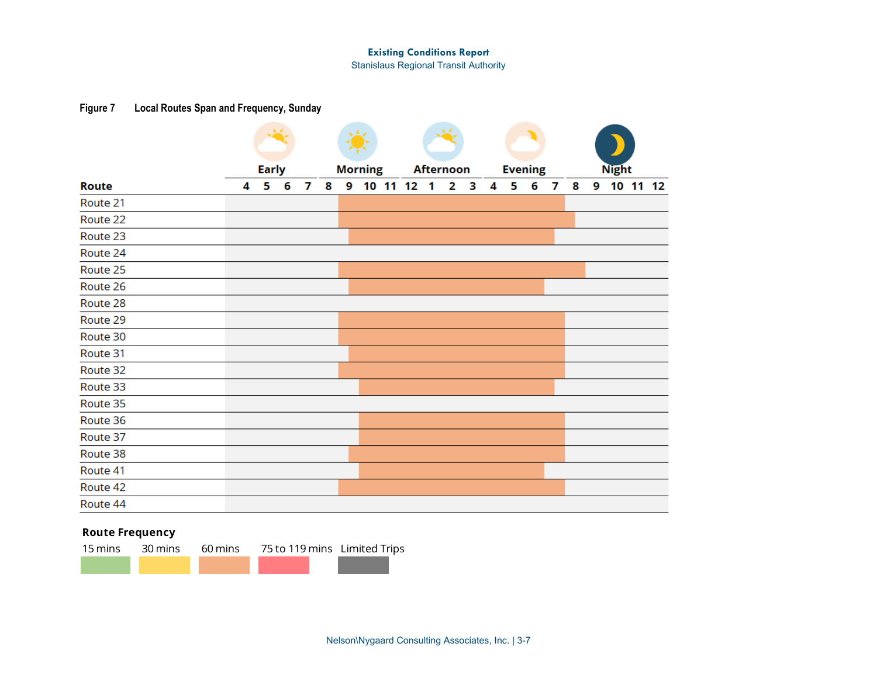**Figure 7 Local Routes Span and Frequency, Sunday**

All Sunday service shown in the chart operates at 60-minute frequency. Start and end times are approximate, read from the chart; a dash means no service is shown.

| Route | Frequency | Start | End |
|---|---|---|---|
| Route 21 | 60 mins | 9:00 AM | 8:00 PM |
| Route 22 | 60 mins | 9:00 AM | 8:30 PM |
| Route 23 | 60 mins | 9:30 AM | 7:30 PM |
| Route 24 | – | – | – |
| Route 25 | 60 mins | 9:00 AM | 9:00 PM |
| Route 26 | 60 mins | 9:30 AM | 7:00 PM |
| Route 28 | – | – | – |
| Route 29 | 60 mins | 9:00 AM | 8:00 PM |
| Route 30 | 60 mins | 9:00 AM | 8:00 PM |
| Route 31 | 60 mins | 9:30 AM | 8:00 PM |
| Route 32 | 60 mins | 9:00 AM | 8:00 PM |
| Route 33 | 60 mins | 10:00 AM | 7:30 PM |
| Route 35 | – | – | – |
| Route 36 | 60 mins | 10:00 AM | 8:00 PM |
| Route 37 | 60 mins | 10:00 AM | 8:00 PM |
| Route 38 | 60 mins | 9:30 AM | 8:00 PM |
| Route 41 | 60 mins | 10:00 AM | 7:00 PM |
| Route 42 | 60 mins | 9:00 AM | 8:00 PM |
| Route 44 | – | – | – |

Chart time periods: Early (4–7), Morning (8–11), Afternoon (12–3), Evening (4–7), Night (8–12)

**Route Frequency**

15 mins | 30 mins | 60 mins | 75 to 119 mins | Limited Trips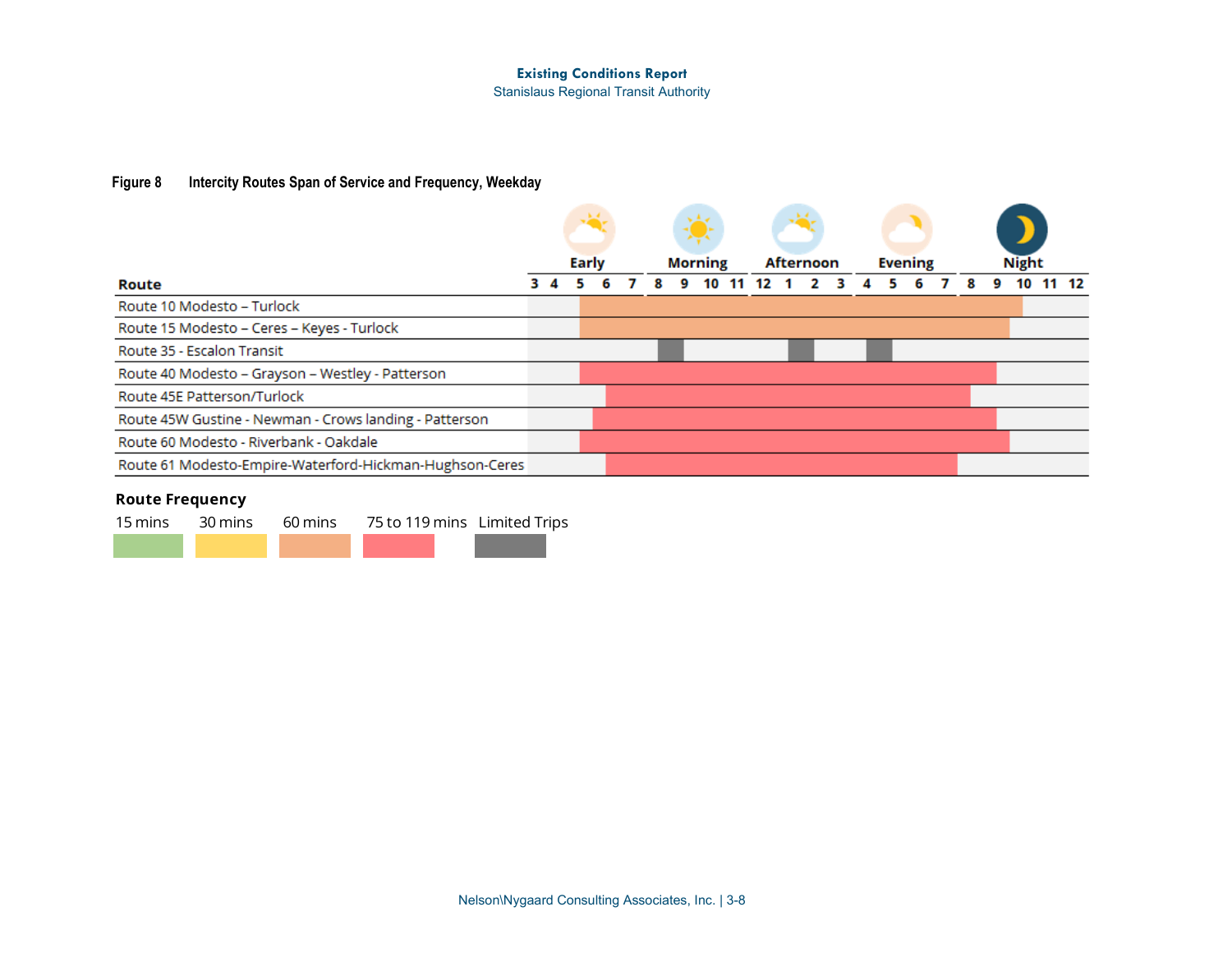**Figure 8 Intercity Routes Span of Service and Frequency, Weekday**

| Route | Early | Morning | Afternoon | Evening | Night |
|---|---|---|---|---|---|
| Route 10 Modesto – Turlock | | | | | |
| Route 15 Modesto – Ceres – Keyes - Turlock | | | | | |
| Route 35 - Escalon Transit | | | | | |
| Route 40 Modesto – Grayson – Westley - Patterson | | | | | |
| Route 45E Patterson/Turlock | | | | | |
| Route 45W Gustine - Newman - Crows landing - Patterson | | | | | |
| Route 60 Modesto - Riverbank - Oakdale | | | | | |
| Route 61 Modesto-Empire-Waterford-Hickman-Hughson-Ceres | | | | | |

Hours: 3 4 5 6 7 8 9 10 11 12 1 2 3 4 5 6 7 8 9 10 11 12

**Route Frequency**

15 mins | 30 mins | 60 mins | 75 to 119 mins | Limited Trips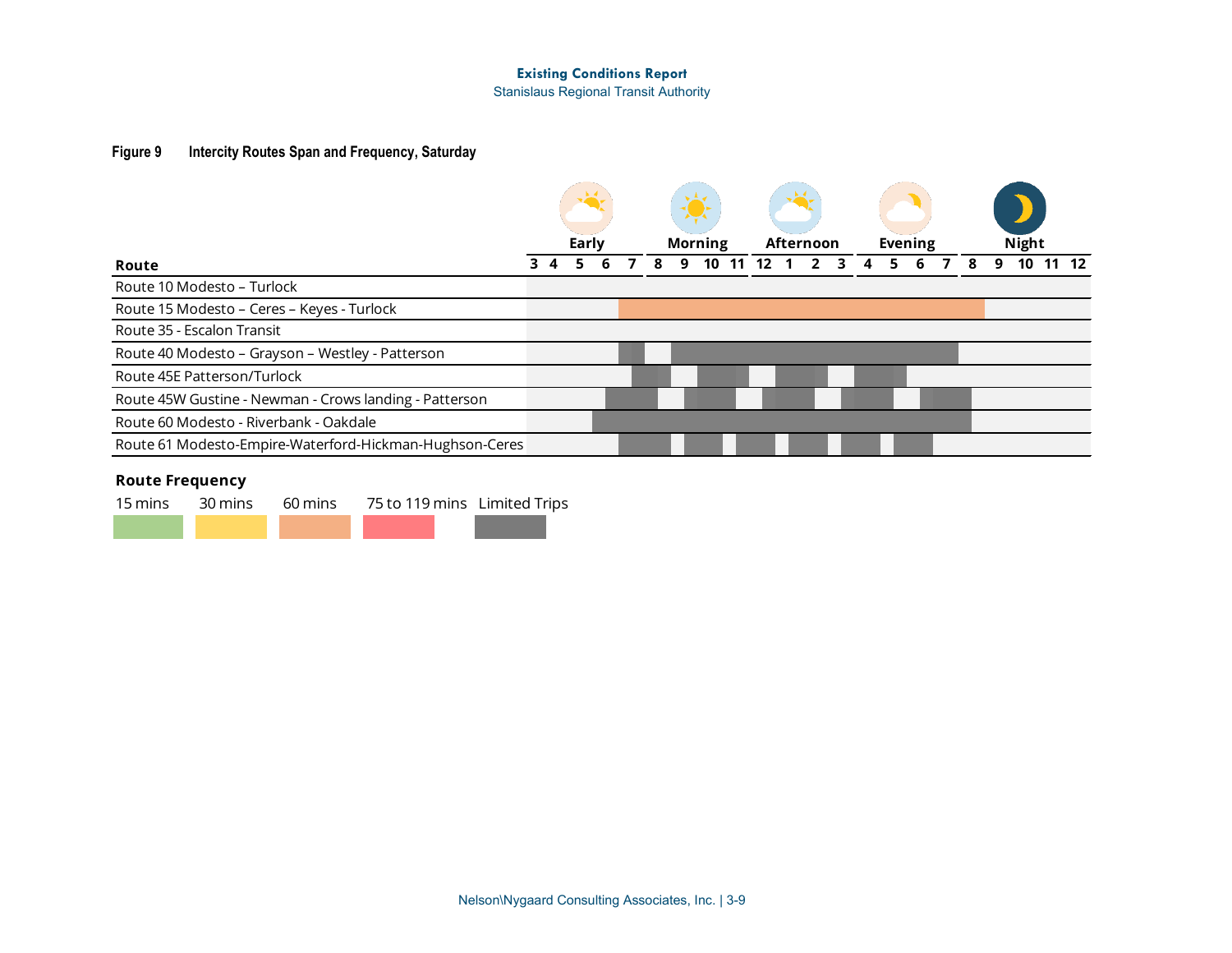**Figure 9 Intercity Routes Span and Frequency, Saturday**

| Route | Early | | | | | Morning | | | | Afternoon | | | | Evening | | | | Night | | | | |
|---|---|---|---|---|---|---|---|---|---|---|---|---|---|---|---|---|---|---|---|---|---|---|
| | 3 | 4 | 5 | 6 | 7 | 8 | 9 | 10 | 11 | 12 | 1 | 2 | 3 | 4 | 5 | 6 | 7 | 8 | 9 | 10 | 11 | 12 |
| Route 10 Modesto – Turlock | | | | | | | | | | | | | | | | | | | | | | |
| Route 15 Modesto – Ceres – Keyes - Turlock | | | | | | | | | | | | | | | | | | | | | | |
| Route 35 - Escalon Transit | | | | | | | | | | | | | | | | | | | | | | |
| Route 40 Modesto – Grayson – Westley - Patterson | | | | | | | | | | | | | | | | | | | | | | |
| Route 45E Patterson/Turlock | | | | | | | | | | | | | | | | | | | | | | |
| Route 45W Gustine - Newman - Crows landing - Patterson | | | | | | | | | | | | | | | | | | | | | | |
| Route 60 Modesto - Riverbank - Oakdale | | | | | | | | | | | | | | | | | | | | | | |
| Route 61 Modesto-Empire-Waterford-Hickman-Hughson-Ceres | | | | | | | | | | | | | | | | | | | | | | |

**Route Frequency**

15 mins | 30 mins | 60 mins | 75 to 119 mins | Limited Trips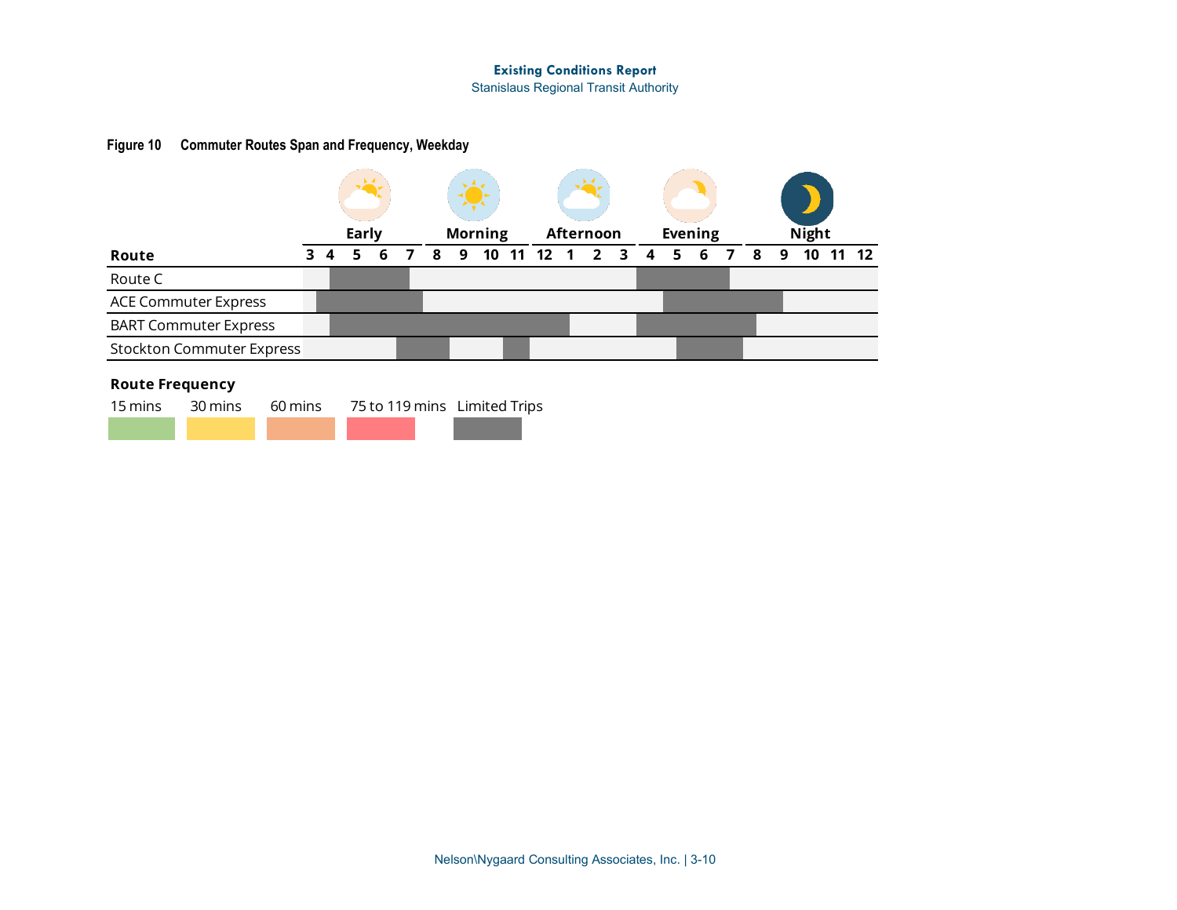**Figure 10 Commuter Routes Span and Frequency, Weekday**

| Route | 3 | 4 | 5 | 6 | 7 | 8 | 9 | 10 | 11 | 12 | 1 | 2 | 3 | 4 | 5 | 6 | 7 | 8 | 9 | 10 | 11 | 12 |
|---|---|---|---|---|---|---|---|---|---|---|---|---|---|---|---|---|---|---|---|---|---|---|
| | Early | | | | | Morning | | | | Afternoon | | | | Evening | | | | Night | | | | |
| Route C | | Limited Trips | Limited Trips | Limited Trips | | | | | | | | | | Limited Trips | Limited Trips | Limited Trips | | | | | | |
| ACE Commuter Express | Limited Trips | Limited Trips | Limited Trips | Limited Trips | Limited Trips | | | | | | | | | | Limited Trips | Limited Trips | Limited Trips | Limited Trips | | | | |
| BART Commuter Express | | Limited Trips | Limited Trips | Limited Trips | Limited Trips | Limited Trips | Limited Trips | Limited Trips | Limited Trips | Limited Trips | Limited Trips | | | Limited Trips | Limited Trips | Limited Trips | Limited Trips | | | | | |
| Stockton Commuter Express | | | | | Limited Trips | Limited Trips | | | Limited Trips | | | | | | Limited Trips | Limited Trips | Limited Trips | | | | | |

**Route Frequency**

15 mins | 30 mins | 60 mins | 75 to 119 mins | Limited Trips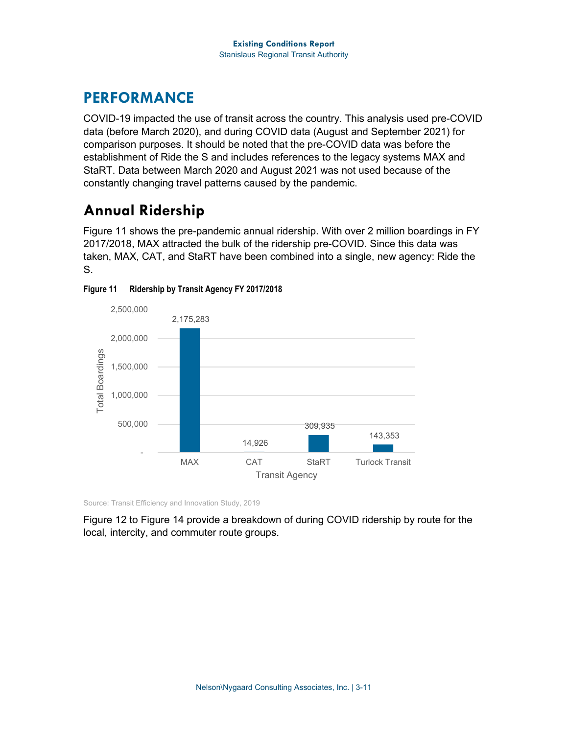# PERFORMANCE

COVID-19 impacted the use of transit across the country. This analysis used pre-COVID data (before March 2020), and during COVID data (August and September 2021) for comparison purposes. It should be noted that the pre-COVID data was before the establishment of Ride the S and includes references to the legacy systems MAX and StaRT. Data between March 2020 and August 2021 was not used because of the constantly changing travel patterns caused by the pandemic.

## Annual Ridership

Figure 11 shows the pre-pandemic annual ridership. With over 2 million boardings in FY 2017/2018, MAX attracted the bulk of the ridership pre-COVID. Since this data was taken, MAX, CAT, and StaRT have been combined into a single, new agency: Ride the S.

**Figure 11 Ridership by Transit Agency FY 2017/2018**

| Transit Agency | Total Boardings |
|---|---|
| MAX | 2,175,283 |
| CAT | 14,926 |
| StaRT | 309,935 |
| Turlock Transit | 143,353 |

Source: Transit Efficiency and Innovation Study, 2019

Figure 12 to Figure 14 provide a breakdown of during COVID ridership by route for the local, intercity, and commuter route groups.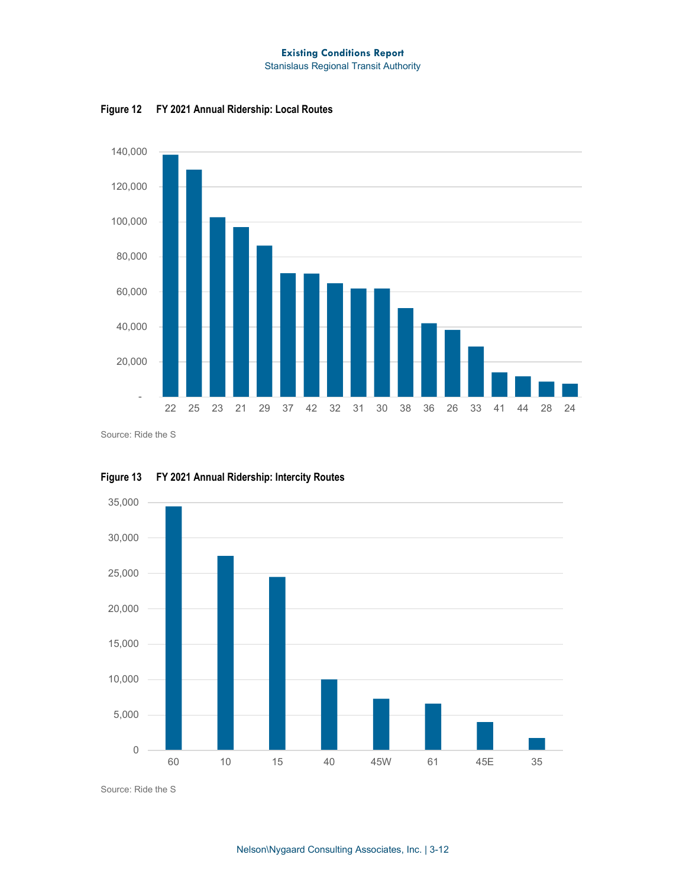**Figure 12 FY 2021 Annual Ridership: Local Routes**

Source: Ride the S

**Figure 13 FY 2021 Annual Ridership: Intercity Routes**

Source: Ride the S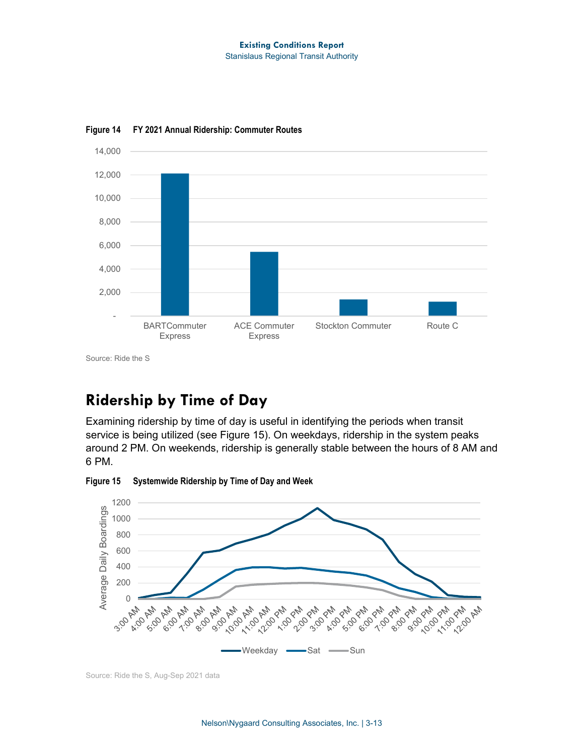**Figure 14 FY 2021 Annual Ridership: Commuter Routes**

Source: Ride the S

## Ridership by Time of Day

Examining ridership by time of day is useful in identifying the periods when transit service is being utilized (see Figure 15). On weekdays, ridership in the system peaks around 2 PM. On weekends, ridership is generally stable between the hours of 8 AM and 6 PM.

**Figure 15 Systemwide Ridership by Time of Day and Week**

Source: Ride the S, Aug-Sep 2021 data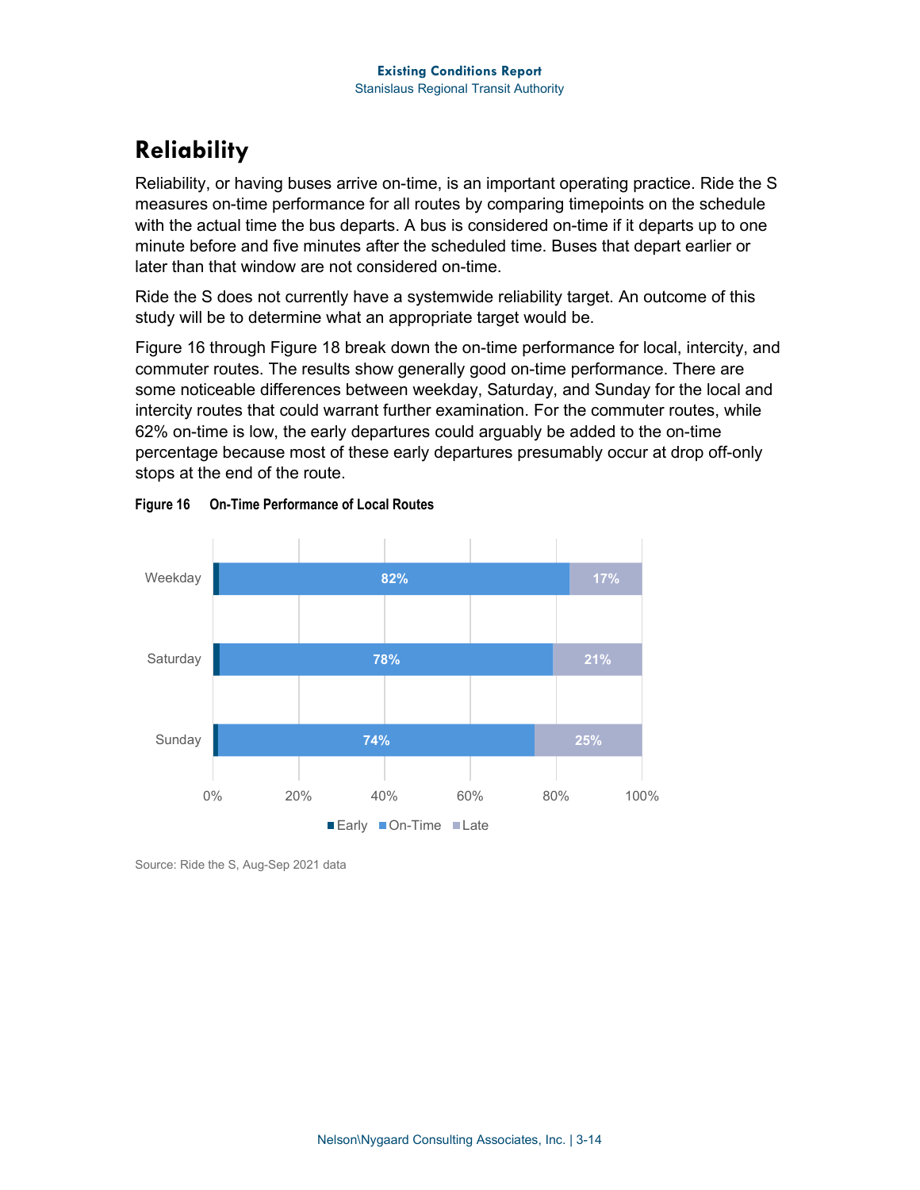# Reliability

Reliability, or having buses arrive on-time, is an important operating practice. Ride the S measures on-time performance for all routes by comparing timepoints on the schedule with the actual time the bus departs. A bus is considered on-time if it departs up to one minute before and five minutes after the scheduled time. Buses that depart earlier or later than that window are not considered on-time.

Ride the S does not currently have a systemwide reliability target. An outcome of this study will be to determine what an appropriate target would be.

Figure 16 through Figure 18 break down the on-time performance for local, intercity, and commuter routes. The results show generally good on-time performance. There are some noticeable differences between weekday, Saturday, and Sunday for the local and intercity routes that could warrant further examination. For the commuter routes, while 62% on-time is low, the early departures could arguably be added to the on-time percentage because most of these early departures presumably occur at drop off-only stops at the end of the route.

**Figure 16 On-Time Performance of Local Routes**

| | Early | On-Time | Late |
|---|---|---|---|
| Weekday | | 82% | 17% |
| Saturday | | 78% | 21% |
| Sunday | | 74% | 25% |

Source: Ride the S, Aug-Sep 2021 data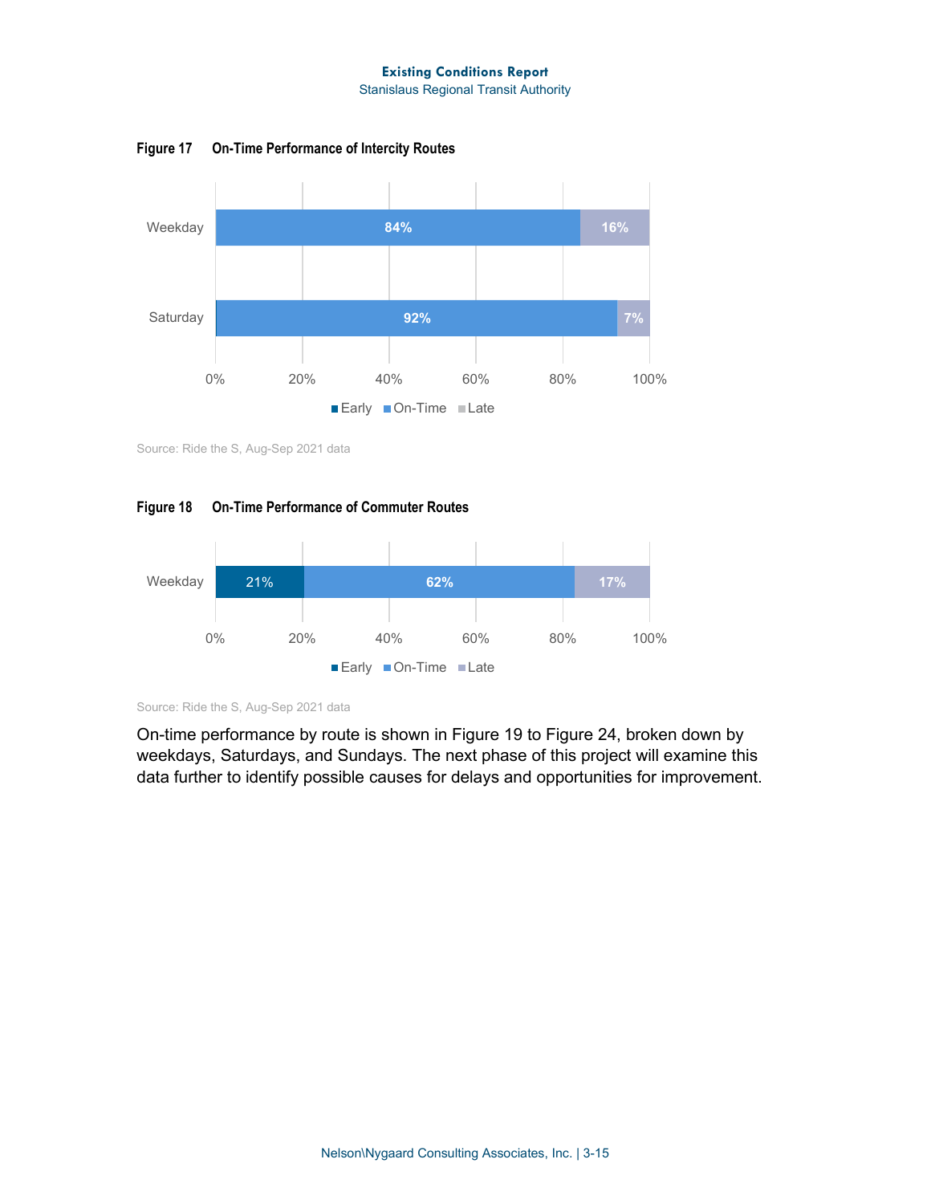**Figure 17 On-Time Performance of Intercity Routes**

| | Early | On-Time | Late |
|---|---|---|---|
| Weekday | | 84% | 16% |
| Saturday | | 92% | 7% |

Source: Ride the S, Aug-Sep 2021 data

**Figure 18 On-Time Performance of Commuter Routes**

| | Early | On-Time | Late |
|---|---|---|---|
| Weekday | 21% | 62% | 17% |

Source: Ride the S, Aug-Sep 2021 data

On-time performance by route is shown in Figure 19 to Figure 24, broken down by weekdays, Saturdays, and Sundays. The next phase of this project will examine this data further to identify possible causes for delays and opportunities for improvement.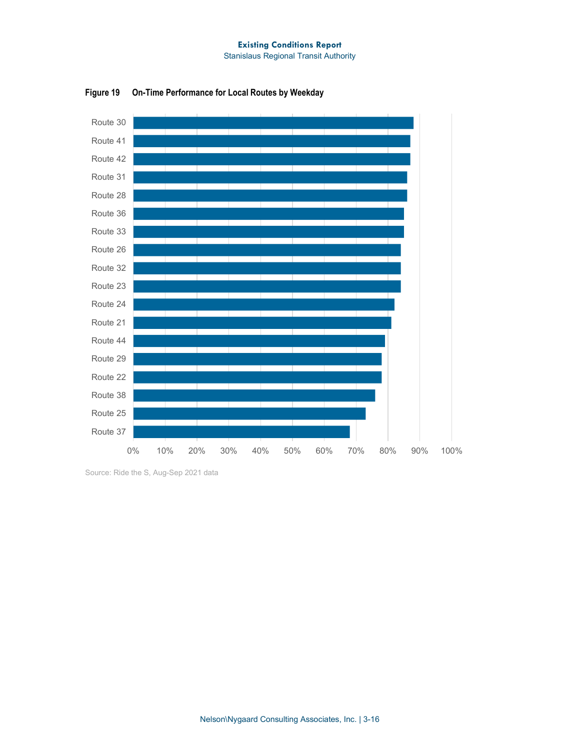**Figure 19 On-Time Performance for Local Routes by Weekday**

| Route | On-Time Performance |
|---|---|
| Route 30 | 88% |
| Route 41 | 87% |
| Route 42 | 87% |
| Route 31 | 86% |
| Route 28 | 86% |
| Route 36 | 85% |
| Route 33 | 85% |
| Route 26 | 84% |
| Route 32 | 84% |
| Route 23 | 84% |
| Route 24 | 82% |
| Route 21 | 81% |
| Route 44 | 79% |
| Route 29 | 78% |
| Route 22 | 78% |
| Route 38 | 76% |
| Route 25 | 73% |
| Route 37 | 68% |

Source: Ride the S, Aug-Sep 2021 data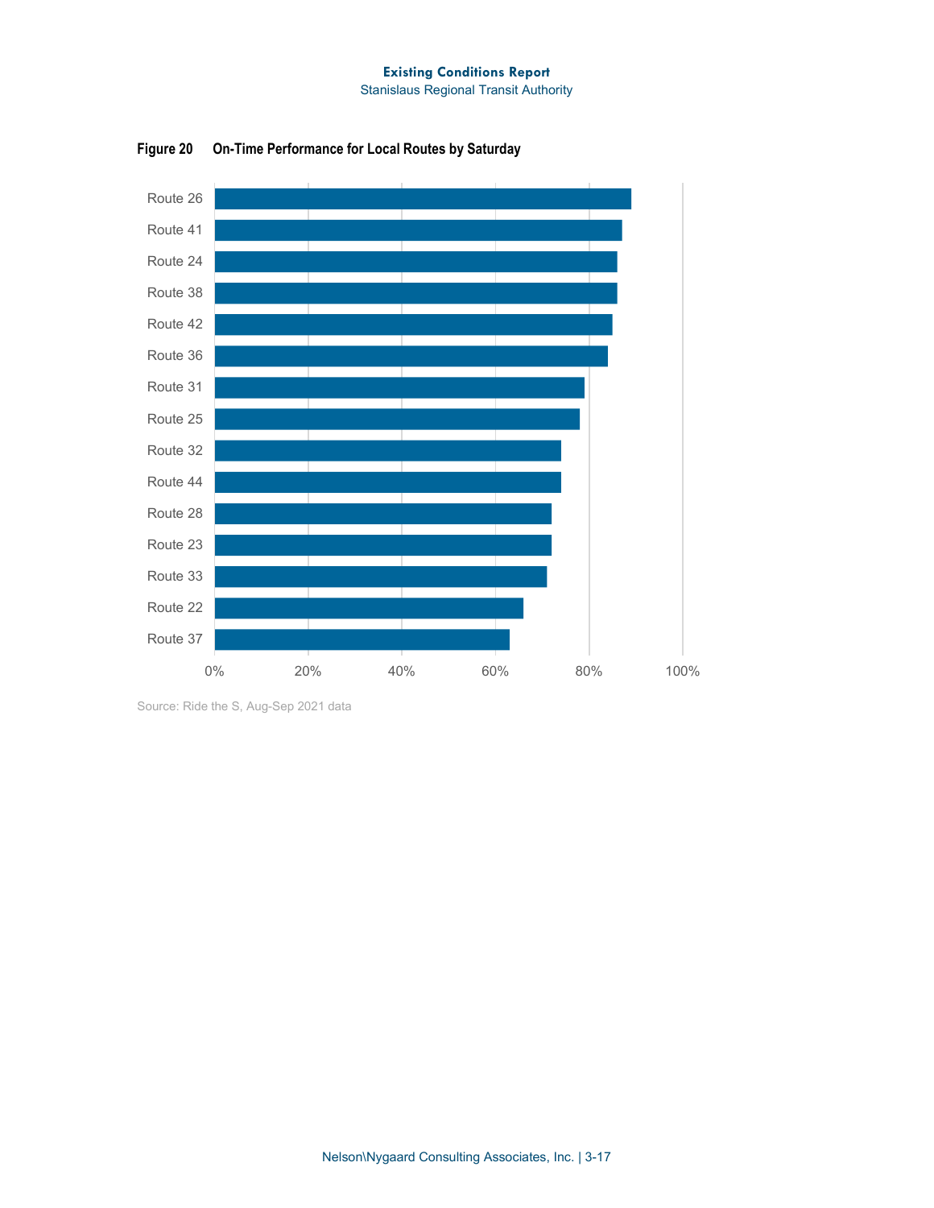**Figure 20 On-Time Performance for Local Routes by Saturday**

| Route | On-Time Performance |
|---|---|
| Route 26 | ~89% |
| Route 41 | ~87% |
| Route 24 | ~86% |
| Route 38 | ~86% |
| Route 42 | ~85% |
| Route 36 | ~84% |
| Route 31 | ~79% |
| Route 25 | ~78% |
| Route 32 | ~74% |
| Route 44 | ~74% |
| Route 28 | ~72% |
| Route 23 | ~72% |
| Route 33 | ~71% |
| Route 22 | ~66% |
| Route 37 | ~63% |

Source: Ride the S, Aug-Sep 2021 data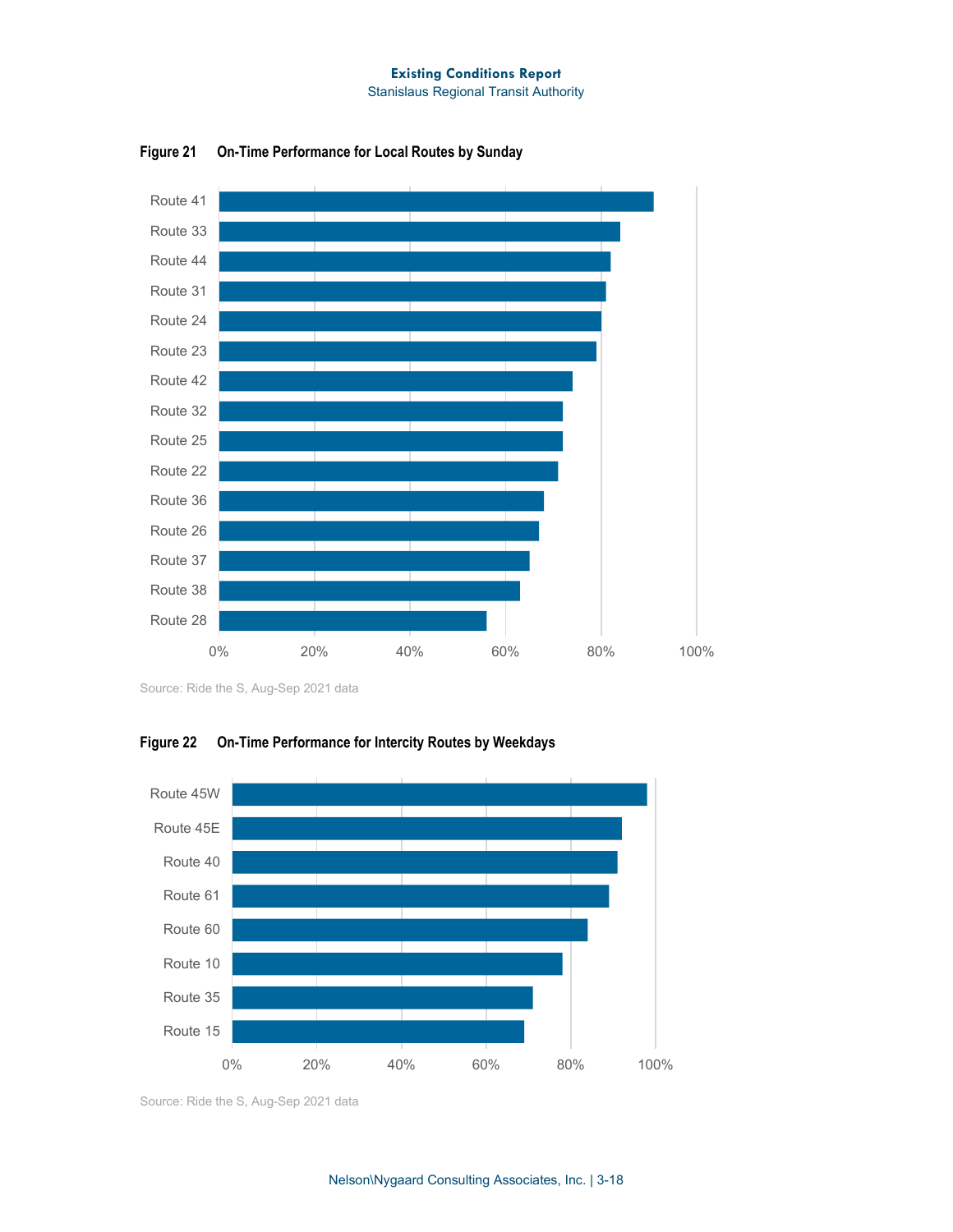**Figure 21 On-Time Performance for Local Routes by Sunday**

| Route | On-Time Performance |
|---|---|
| Route 41 | ~91% |
| Route 33 | ~84% |
| Route 44 | ~82% |
| Route 31 | ~81% |
| Route 24 | ~80% |
| Route 23 | ~79% |
| Route 42 | ~74% |
| Route 32 | ~72% |
| Route 25 | ~72% |
| Route 22 | ~71% |
| Route 36 | ~68% |
| Route 26 | ~67% |
| Route 37 | ~65% |
| Route 38 | ~63% |
| Route 28 | ~56% |

Source: Ride the S, Aug-Sep 2021 data

**Figure 22 On-Time Performance for Intercity Routes by Weekdays**

| Route | On-Time Performance |
|---|---|
| Route 45W | ~98% |
| Route 45E | ~92% |
| Route 40 | ~91% |
| Route 61 | ~89% |
| Route 60 | ~84% |
| Route 10 | ~78% |
| Route 35 | ~71% |
| Route 15 | ~69% |

Source: Ride the S, Aug-Sep 2021 data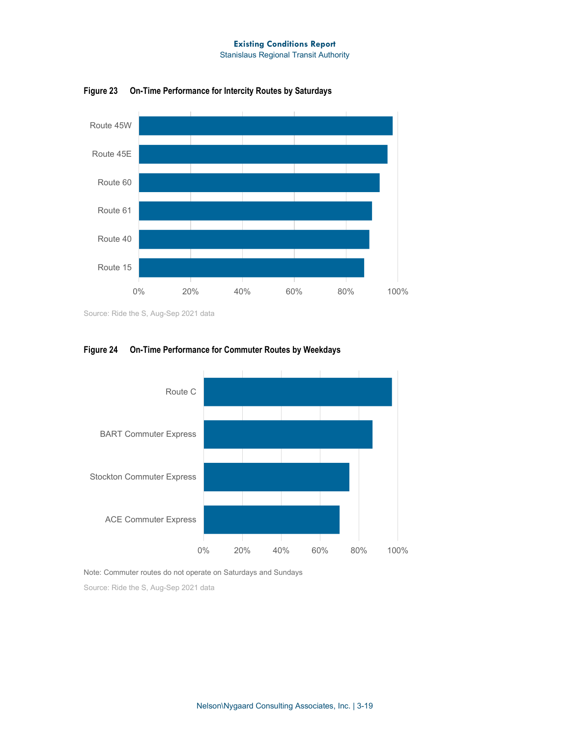**Figure 23 On-Time Performance for Intercity Routes by Saturdays**

Route 45W
Route 45E
Route 60
Route 61
Route 40
Route 15

0% 20% 40% 60% 80% 100%

Source: Ride the S, Aug-Sep 2021 data

**Figure 24 On-Time Performance for Commuter Routes by Weekdays**

Route C
BART Commuter Express
Stockton Commuter Express
ACE Commuter Express

0% 20% 40% 60% 80% 100%

Note: Commuter routes do not operate on Saturdays and Sundays

Source: Ride the S, Aug-Sep 2021 data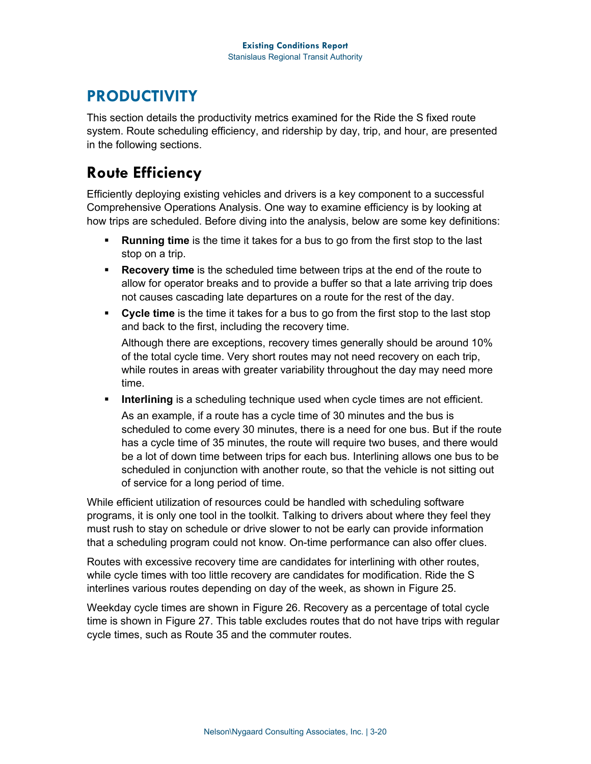# PRODUCTIVITY

This section details the productivity metrics examined for the Ride the S fixed route system. Route scheduling efficiency, and ridership by day, trip, and hour, are presented in the following sections.

## Route Efficiency

Efficiently deploying existing vehicles and drivers is a key component to a successful Comprehensive Operations Analysis. One way to examine efficiency is by looking at how trips are scheduled. Before diving into the analysis, below are some key definitions:

- **Running time** is the time it takes for a bus to go from the first stop to the last stop on a trip.
- **Recovery time** is the scheduled time between trips at the end of the route to allow for operator breaks and to provide a buffer so that a late arriving trip does not causes cascading late departures on a route for the rest of the day.
- **Cycle time** is the time it takes for a bus to go from the first stop to the last stop and back to the first, including the recovery time.

  Although there are exceptions, recovery times generally should be around 10% of the total cycle time. Very short routes may not need recovery on each trip, while routes in areas with greater variability throughout the day may need more time.
- **Interlining** is a scheduling technique used when cycle times are not efficient.

  As an example, if a route has a cycle time of 30 minutes and the bus is scheduled to come every 30 minutes, there is a need for one bus. But if the route has a cycle time of 35 minutes, the route will require two buses, and there would be a lot of down time between trips for each bus. Interlining allows one bus to be scheduled in conjunction with another route, so that the vehicle is not sitting out of service for a long period of time.

While efficient utilization of resources could be handled with scheduling software programs, it is only one tool in the toolkit. Talking to drivers about where they feel they must rush to stay on schedule or drive slower to not be early can provide information that a scheduling program could not know. On-time performance can also offer clues.

Routes with excessive recovery time are candidates for interlining with other routes, while cycle times with too little recovery are candidates for modification. Ride the S interlines various routes depending on day of the week, as shown in Figure 25.

Weekday cycle times are shown in Figure 26. Recovery as a percentage of total cycle time is shown in Figure 27. This table excludes routes that do not have trips with regular cycle times, such as Route 35 and the commuter routes.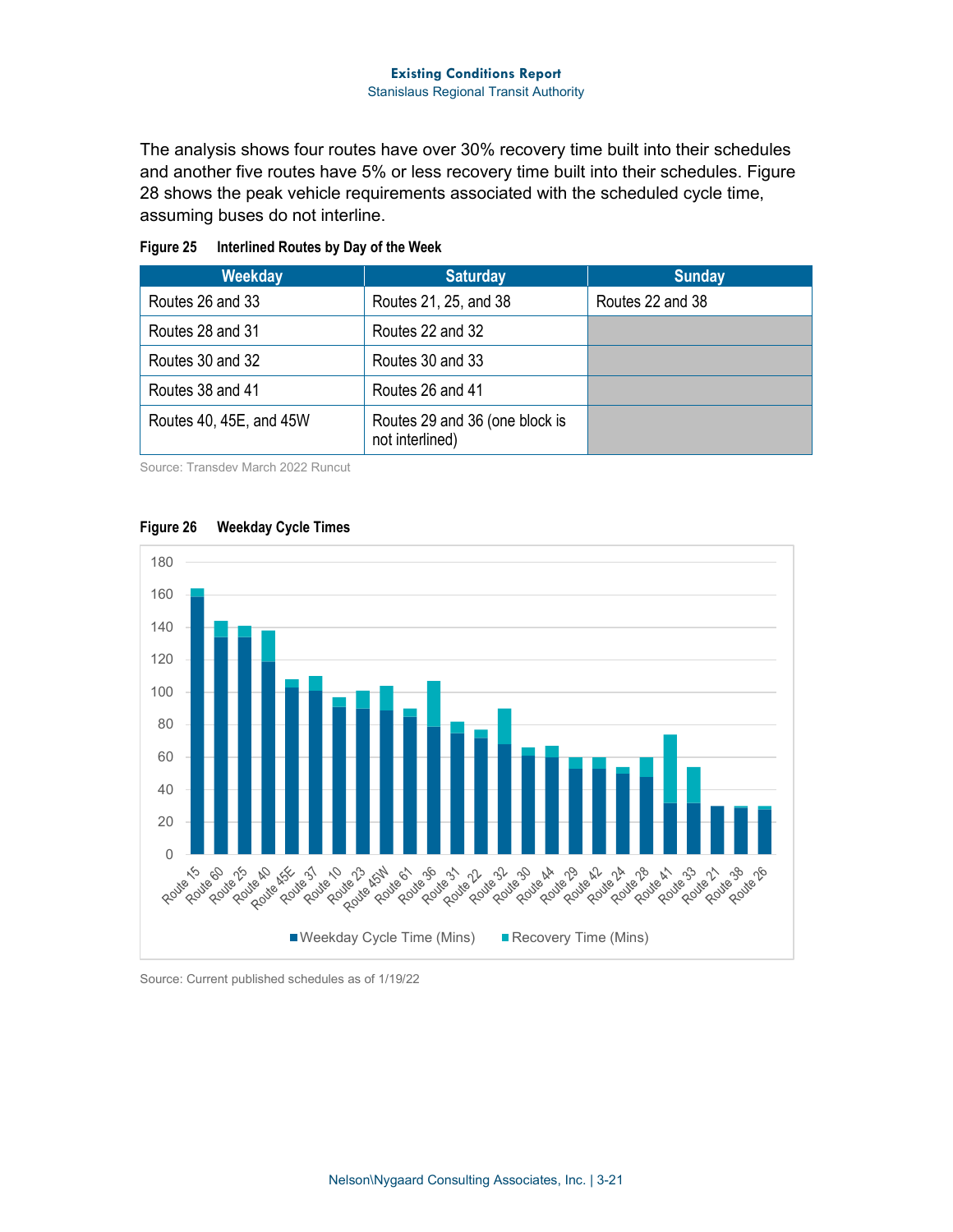The analysis shows four routes have over 30% recovery time built into their schedules and another five routes have 5% or less recovery time built into their schedules. Figure 28 shows the peak vehicle requirements associated with the scheduled cycle time, assuming buses do not interline.

**Figure 25 Interlined Routes by Day of the Week**

| Weekday | Saturday | Sunday |
|---|---|---|
| Routes 26 and 33 | Routes 21, 25, and 38 | Routes 22 and 38 |
| Routes 28 and 31 | Routes 22 and 32 | |
| Routes 30 and 32 | Routes 30 and 33 | |
| Routes 38 and 41 | Routes 26 and 41 | |
| Routes 40, 45E, and 45W | Routes 29 and 36 (one block is not interlined) | |

Source: Transdev March 2022 Runcut

**Figure 26 Weekday Cycle Times**

Source: Current published schedules as of 1/19/22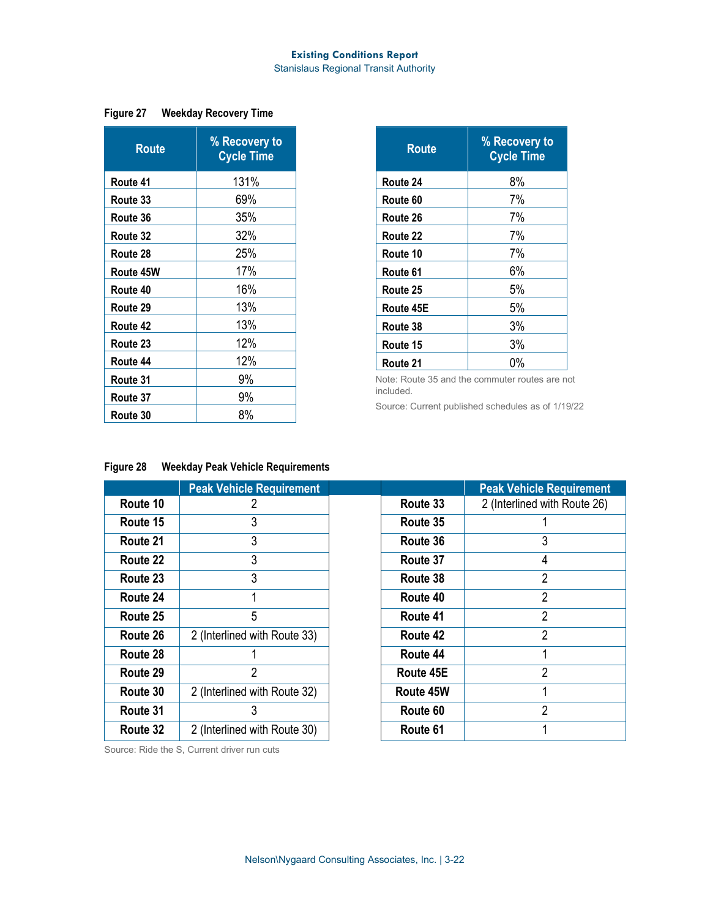Figure 27 Weekday Recovery Time

| Route | % Recovery to Cycle Time |
|---|---|
| Route 41 | 131% |
| Route 33 | 69% |
| Route 36 | 35% |
| Route 32 | 32% |
| Route 28 | 25% |
| Route 45W | 17% |
| Route 40 | 16% |
| Route 29 | 13% |
| Route 42 | 13% |
| Route 23 | 12% |
| Route 44 | 12% |
| Route 31 | 9% |
| Route 37 | 9% |
| Route 30 | 8% |
| Route 24 | 8% |
| Route 60 | 7% |
| Route 26 | 7% |
| Route 22 | 7% |
| Route 10 | 7% |
| Route 61 | 6% |
| Route 25 | 5% |
| Route 45E | 5% |
| Route 38 | 3% |
| Route 15 | 3% |
| Route 21 | 0% |

Note: Route 35 and the commuter routes are not included.

Source: Current published schedules as of 1/19/22

Figure 28 Weekday Peak Vehicle Requirements

| | Peak Vehicle Requirement |
|---|---|
| Route 10 | 2 |
| Route 15 | 3 |
| Route 21 | 3 |
| Route 22 | 3 |
| Route 23 | 3 |
| Route 24 | 1 |
| Route 25 | 5 |
| Route 26 | 2 (Interlined with Route 33) |
| Route 28 | 1 |
| Route 29 | 2 |
| Route 30 | 2 (Interlined with Route 32) |
| Route 31 | 3 |
| Route 32 | 2 (Interlined with Route 30) |
| Route 33 | 2 (Interlined with Route 26) |
| Route 35 | 1 |
| Route 36 | 3 |
| Route 37 | 4 |
| Route 38 | 2 |
| Route 40 | 2 |
| Route 41 | 2 |
| Route 42 | 2 |
| Route 44 | 1 |
| Route 45E | 2 |
| Route 45W | 1 |
| Route 60 | 2 |
| Route 61 | 1 |

Source: Ride the S, Current driver run cuts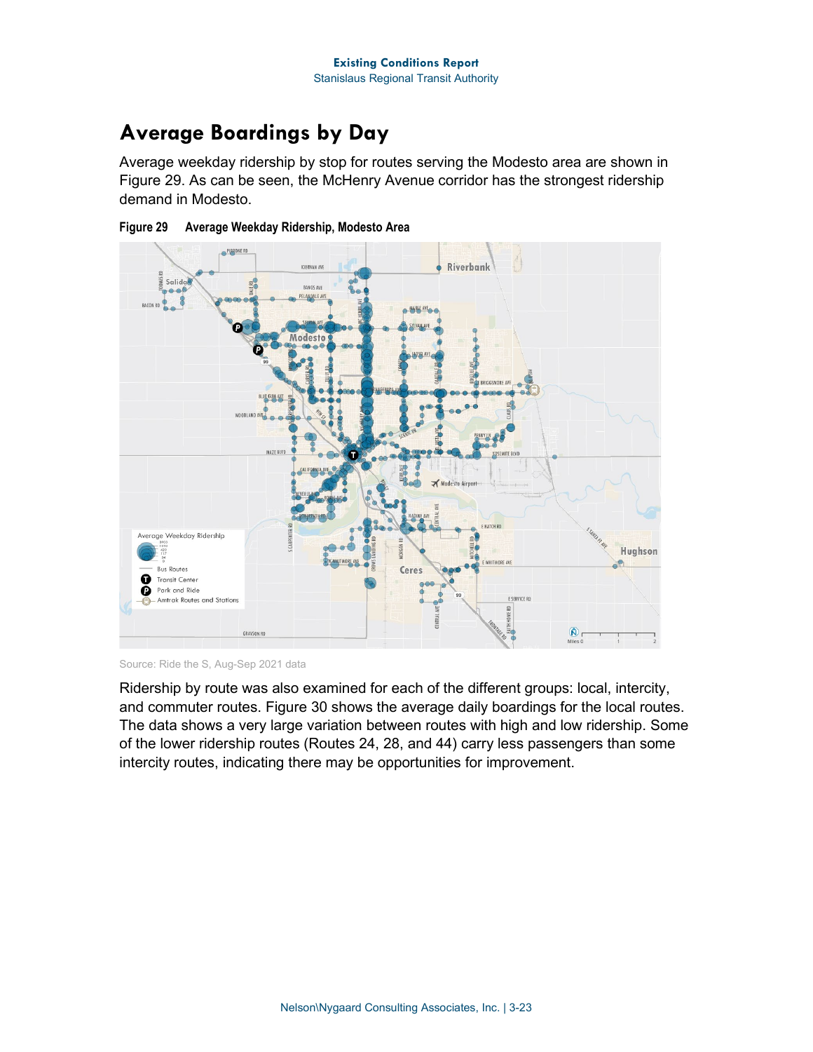## Average Boardings by Day

Average weekday ridership by stop for routes serving the Modesto area are shown in Figure 29. As can be seen, the McHenry Avenue corridor has the strongest ridership demand in Modesto.

**Figure 29 Average Weekday Ridership, Modesto Area**

Source: Ride the S, Aug-Sep 2021 data

Ridership by route was also examined for each of the different groups: local, intercity, and commuter routes. Figure 30 shows the average daily boardings for the local routes. The data shows a very large variation between routes with high and low ridership. Some of the lower ridership routes (Routes 24, 28, and 44) carry less passengers than some intercity routes, indicating there may be opportunities for improvement.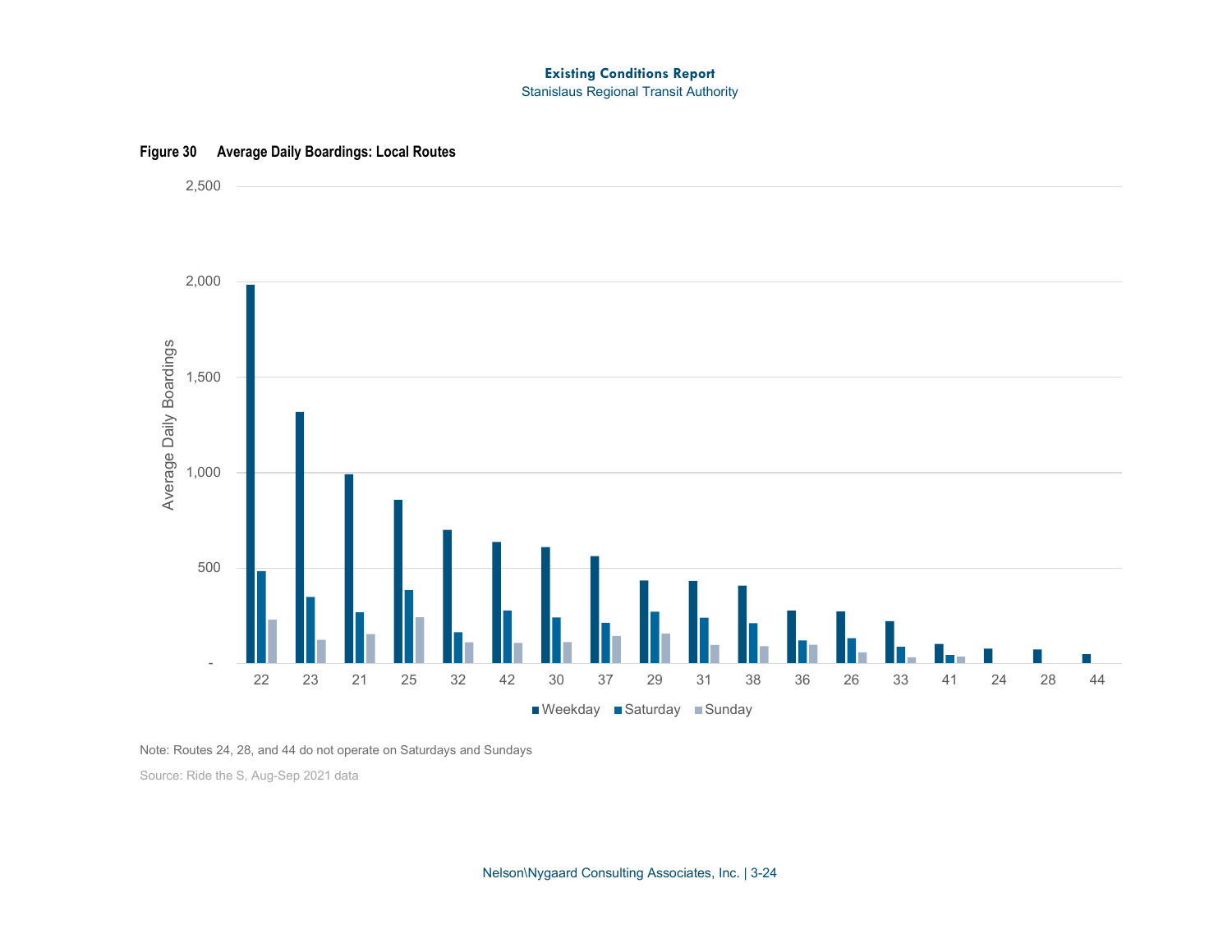**Figure 30 Average Daily Boardings: Local Routes**

Note: Routes 24, 28, and 44 do not operate on Saturdays and Sundays

Source: Ride the S, Aug-Sep 2021 data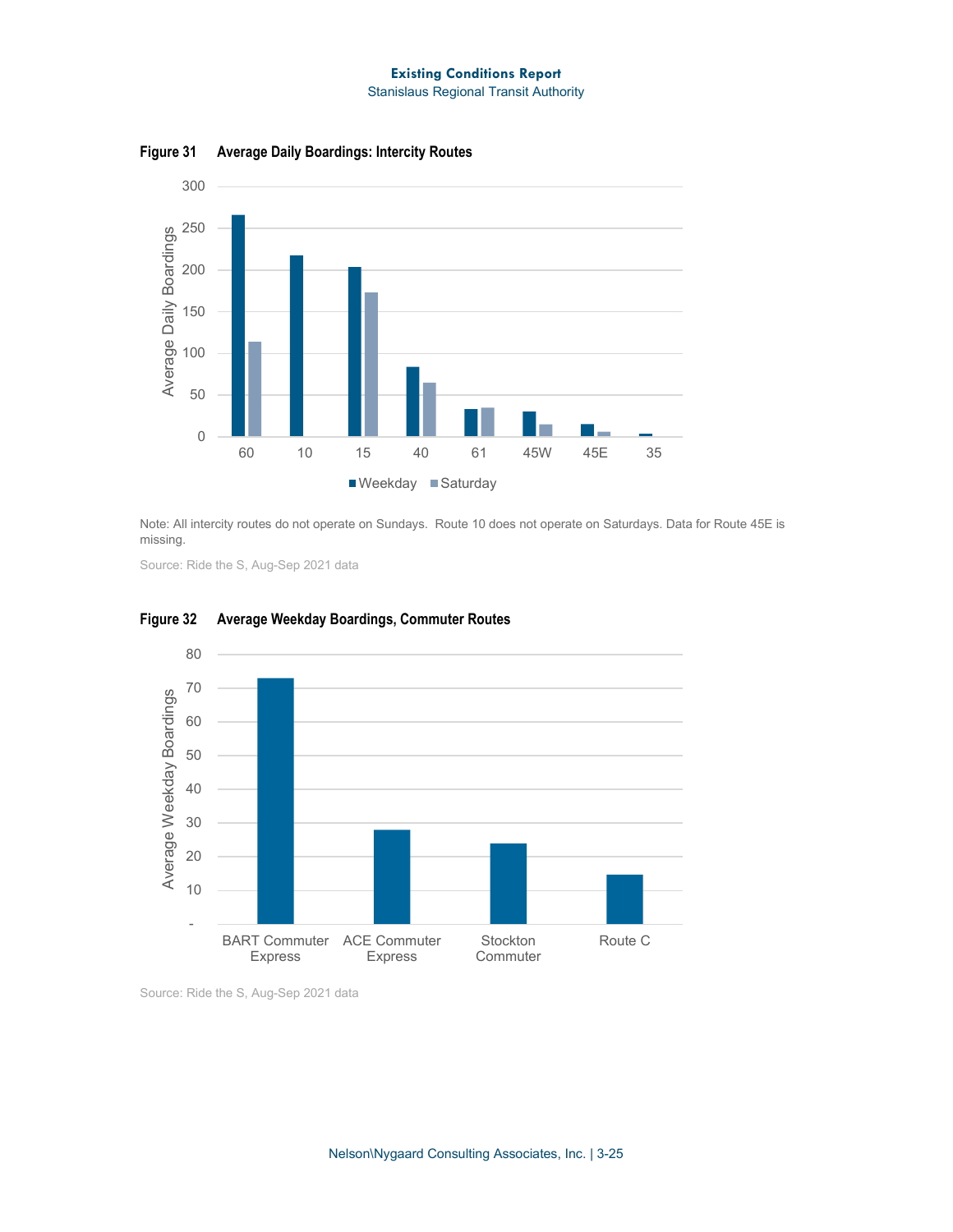**Figure 31 Average Daily Boardings: Intercity Routes**

Note: All intercity routes do not operate on Sundays. Route 10 does not operate on Saturdays. Data for Route 45E is missing.

Source: Ride the S, Aug-Sep 2021 data

**Figure 32 Average Weekday Boardings, Commuter Routes**

Source: Ride the S, Aug-Sep 2021 data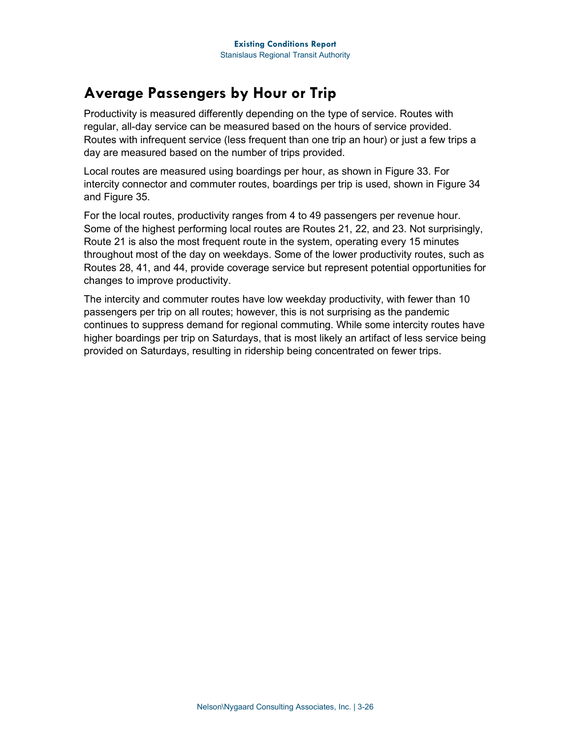## Average Passengers by Hour or Trip

Productivity is measured differently depending on the type of service. Routes with regular, all-day service can be measured based on the hours of service provided. Routes with infrequent service (less frequent than one trip an hour) or just a few trips a day are measured based on the number of trips provided.

Local routes are measured using boardings per hour, as shown in Figure 33. For intercity connector and commuter routes, boardings per trip is used, shown in Figure 34 and Figure 35.

For the local routes, productivity ranges from 4 to 49 passengers per revenue hour. Some of the highest performing local routes are Routes 21, 22, and 23. Not surprisingly, Route 21 is also the most frequent route in the system, operating every 15 minutes throughout most of the day on weekdays. Some of the lower productivity routes, such as Routes 28, 41, and 44, provide coverage service but represent potential opportunities for changes to improve productivity.

The intercity and commuter routes have low weekday productivity, with fewer than 10 passengers per trip on all routes; however, this is not surprising as the pandemic continues to suppress demand for regional commuting. While some intercity routes have higher boardings per trip on Saturdays, that is most likely an artifact of less service being provided on Saturdays, resulting in ridership being concentrated on fewer trips.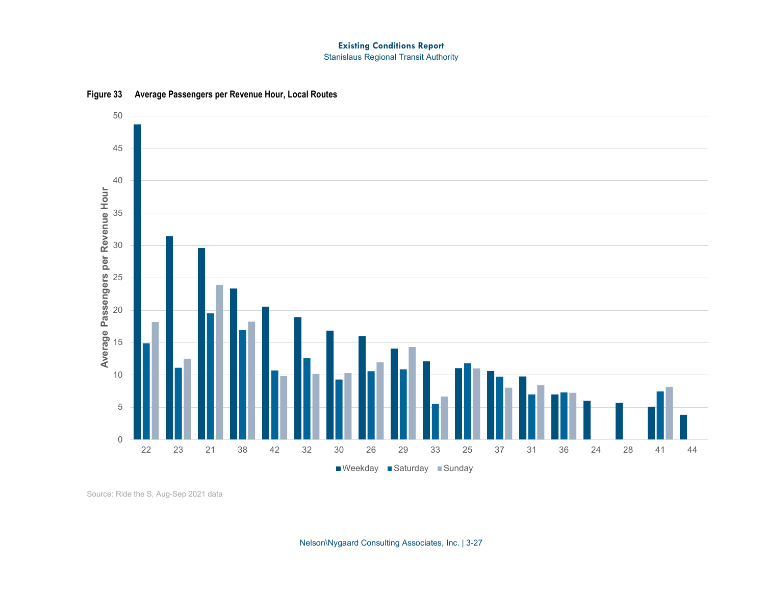**Figure 33 Average Passengers per Revenue Hour, Local Routes**

Source: Ride the S, Aug-Sep 2021 data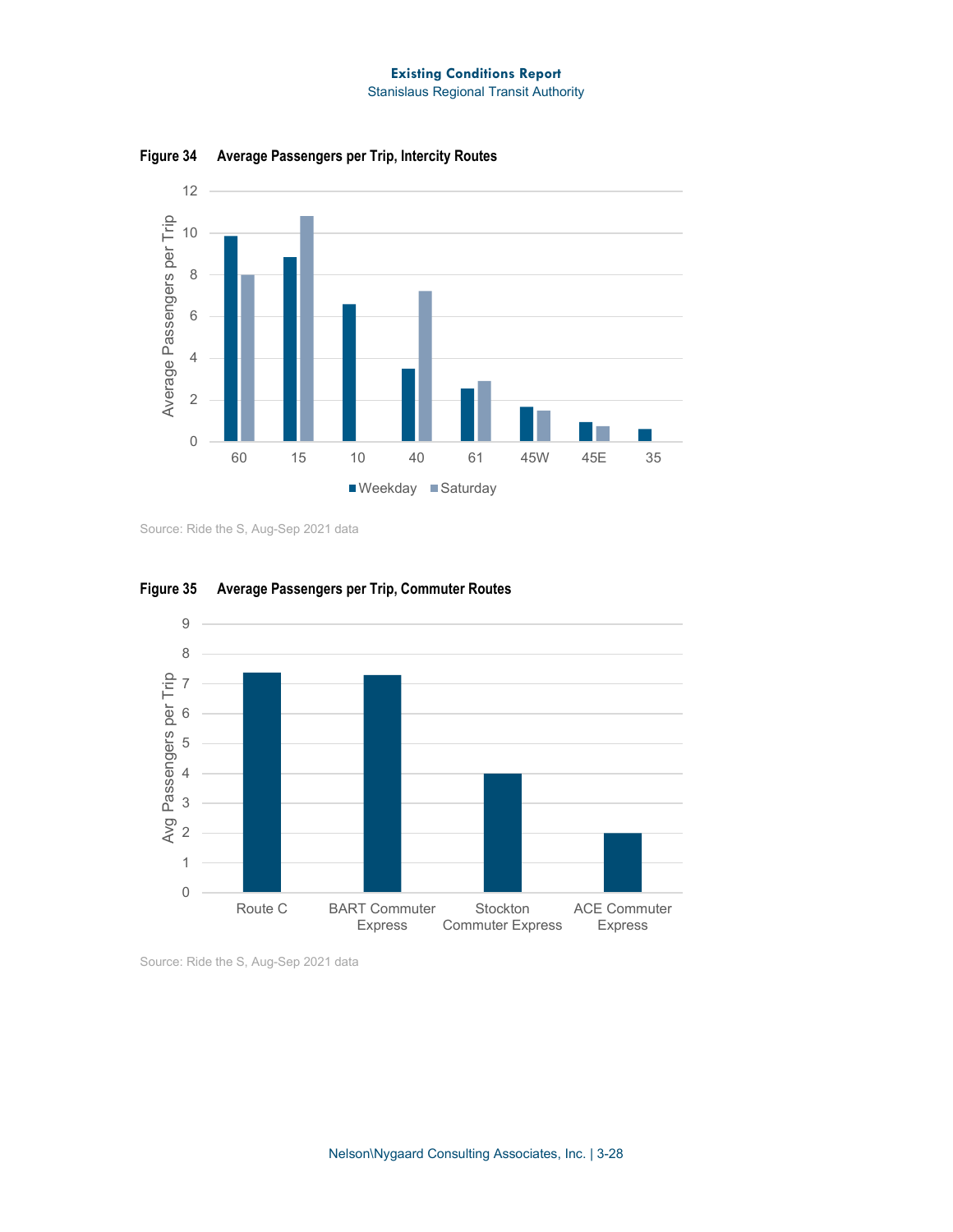**Figure 34 Average Passengers per Trip, Intercity Routes**

Source: Ride the S, Aug-Sep 2021 data

**Figure 35 Average Passengers per Trip, Commuter Routes**

Source: Ride the S, Aug-Sep 2021 data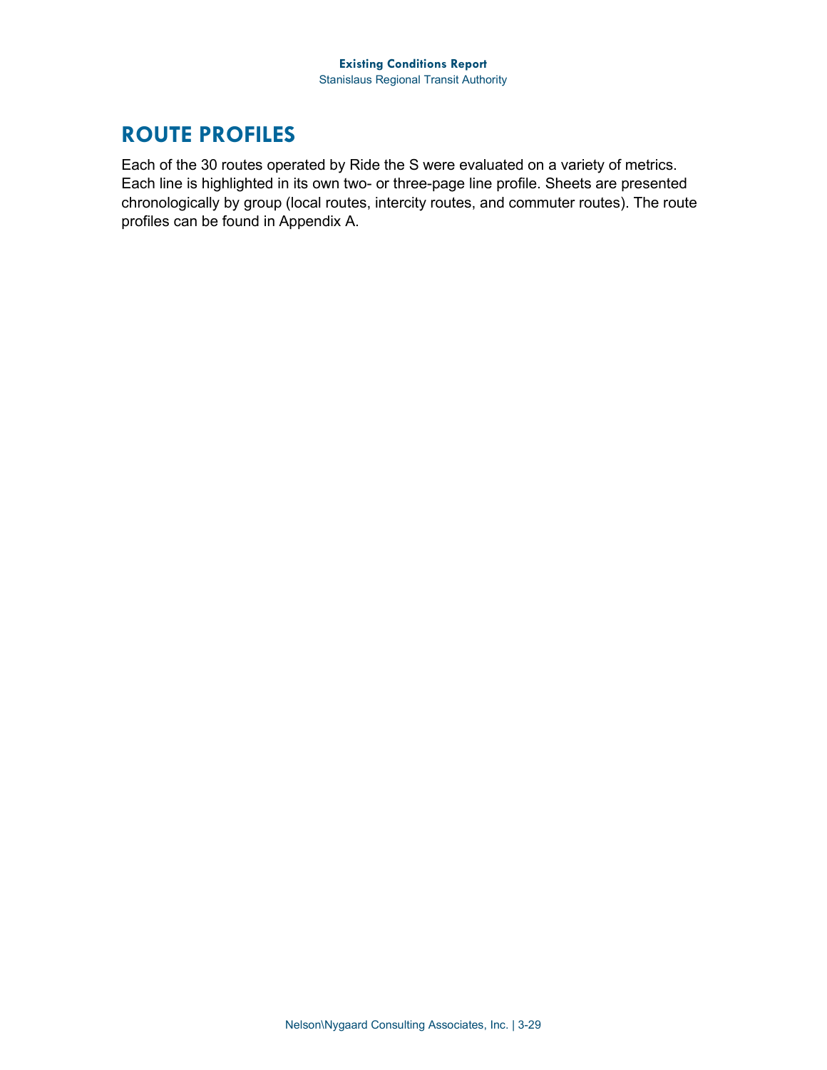## ROUTE PROFILES

Each of the 30 routes operated by Ride the S were evaluated on a variety of metrics. Each line is highlighted in its own two- or three-page line profile. Sheets are presented chronologically by group (local routes, intercity routes, and commuter routes). The route profiles can be found in Appendix A.